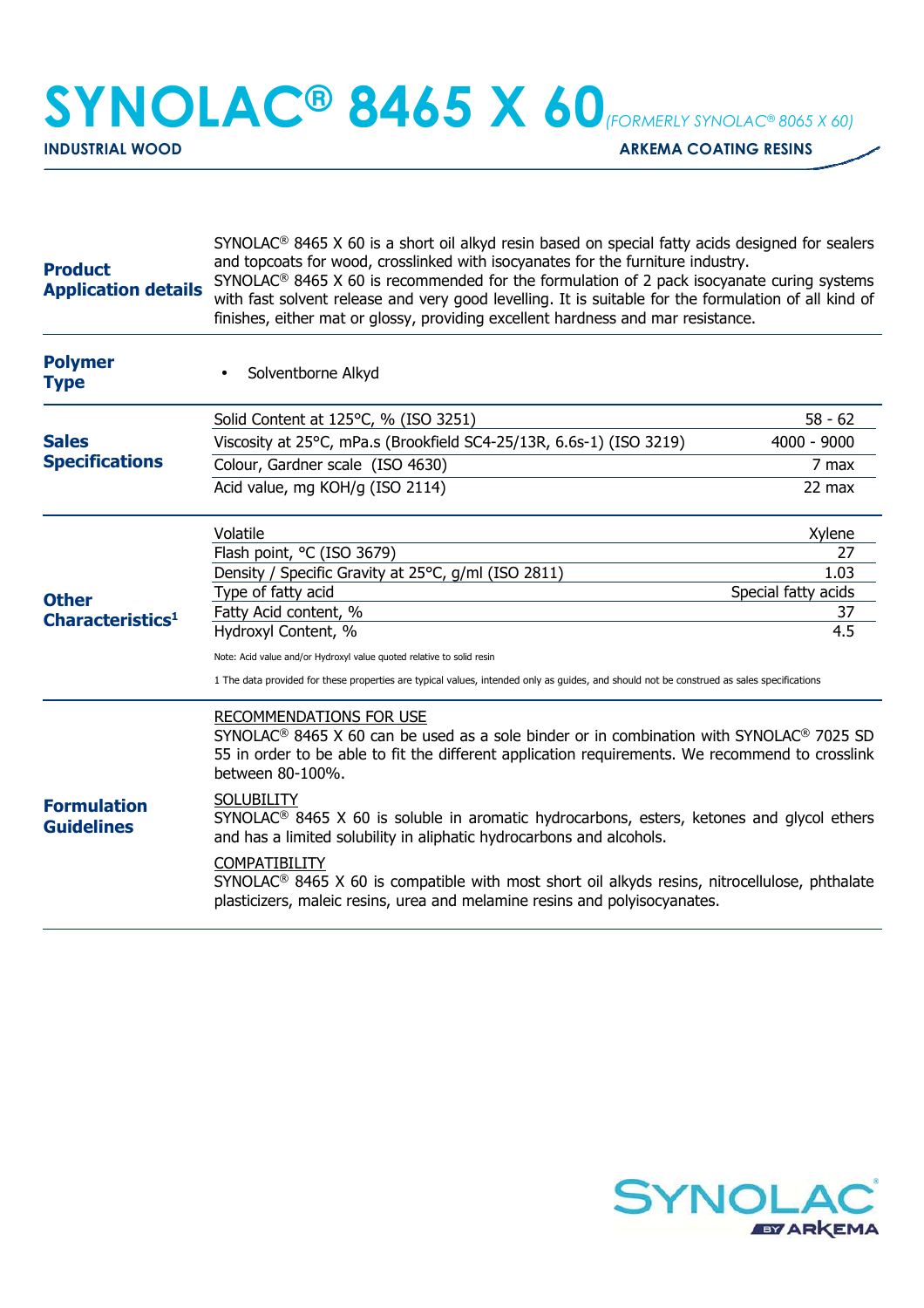# SYNOLAC® 8465 X 60 *(FORMERLY SYNOLAC® 8065 X 60)*

**INDUSTRIAL WOOD** — **ARKEMA COATING RESINS**

## Product Application details

SYNOLAC® 8465 X 60 is a short oil alkyd resin based on special fatty acids designed for sealers and topcoats for wood, crosslinked with isocyanates for the furniture industry.
SYNOLAC® 8465 X 60 is recommended for the formulation of 2 pack isocyanate curing systems with fast solvent release and very good levelling. It is suitable for the formulation of all kind of finishes, either mat or glossy, providing excellent hardness and mar resistance.

## Polymer Type

- Solventborne Alkyd

## Sales Specifications

| Property | Value |
|---|---|
| Solid Content at 125°C, % (ISO 3251) | 58 - 62 |
| Viscosity at 25°C, mPa.s (Brookfield SC4-25/13R, 6.6s-1) (ISO 3219) | 4000 - 9000 |
| Colour, Gardner scale (ISO 4630) | 7 max |
| Acid value, mg KOH/g (ISO 2114) | 22 max |

## Other Characteristics[1]

| Property | Value |
|---|---|
| Volatile | Xylene |
| Flash point, °C (ISO 3679) | 27 |
| Density / Specific Gravity at 25°C, g/ml (ISO 2811) | 1.03 |
| Type of fatty acid | Special fatty acids |
| Fatty Acid content, % | 37 |
| Hydroxyl Content, % | 4.5 |

Note: Acid value and/or Hydroxyl value quoted relative to solid resin

1 The data provided for these properties are typical values, intended only as guides, and should not be construed as sales specifications

## Formulation Guidelines

RECOMMENDATIONS FOR USE
SYNOLAC® 8465 X 60 can be used as a sole binder or in combination with SYNOLAC® 7025 SD 55 in order to be able to fit the different application requirements. We recommend to crosslink between 80-100%.

SOLUBILITY
SYNOLAC® 8465 X 60 is soluble in aromatic hydrocarbons, esters, ketones and glycol ethers and has a limited solubility in aliphatic hydrocarbons and alcohols.

COMPATIBILITY
SYNOLAC® 8465 X 60 is compatible with most short oil alkyds resins, nitrocellulose, phthalate plasticizers, maleic resins, urea and melamine resins and polyisocyanates.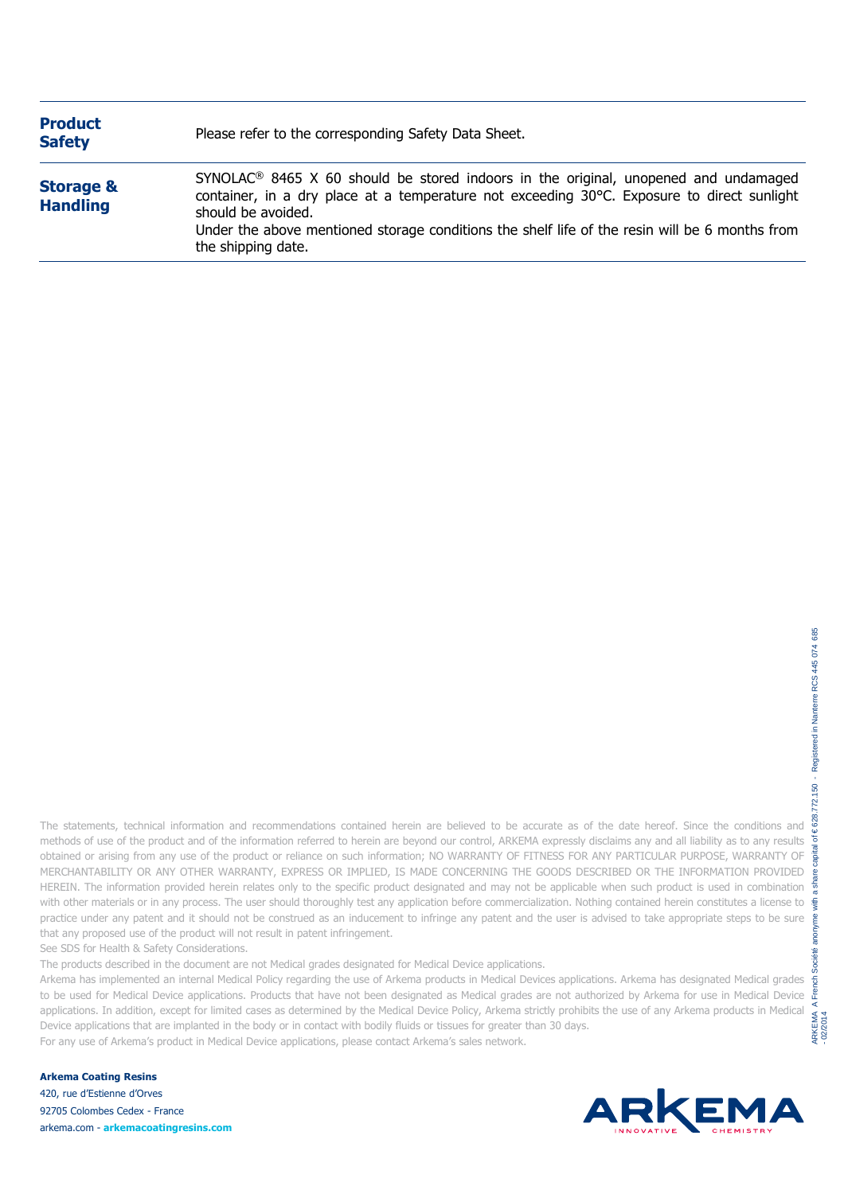| | |
|---|---|
| **Product Safety** | Please refer to the corresponding Safety Data Sheet. |
| **Storage & Handling** | SYNOLAC® 8465 X 60 should be stored indoors in the original, unopened and undamaged container, in a dry place at a temperature not exceeding 30°C. Exposure to direct sunlight should be avoided.<br>Under the above mentioned storage conditions the shelf life of the resin will be 6 months from the shipping date. |

The statements, technical information and recommendations contained herein are believed to be accurate as of the date hereof. Since the conditions and methods of use of the product and of the information referred to herein are beyond our control, ARKEMA expressly disclaims any and all liability as to any results obtained or arising from any use of the product or reliance on such information; NO WARRANTY OF FITNESS FOR ANY PARTICULAR PURPOSE, WARRANTY OF MERCHANTABILITY OR ANY OTHER WARRANTY, EXPRESS OR IMPLIED, IS MADE CONCERNING THE GOODS DESCRIBED OR THE INFORMATION PROVIDED HEREIN. The information provided herein relates only to the specific product designated and may not be applicable when such product is used in combination with other materials or in any process. The user should thoroughly test any application before commercialization. Nothing contained herein constitutes a license to practice under any patent and it should not be construed as an inducement to infringe any patent and the user is advised to take appropriate steps to be sure that any proposed use of the product will not result in patent infringement.
See SDS for Health & Safety Considerations.

The products described in the document are not Medical grades designated for Medical Device applications.

Arkema has implemented an internal Medical Policy regarding the use of Arkema products in Medical Devices applications. Arkema has designated Medical grades to be used for Medical Device applications. Products that have not been designated as Medical grades are not authorized by Arkema for use in Medical Device applications. In addition, except for limited cases as determined by the Medical Device Policy, Arkema strictly prohibits the use of any Arkema products in Medical Device applications that are implanted in the body or in contact with bodily fluids or tissues for greater than 30 days.

For any use of Arkema's product in Medical Device applications, please contact Arkema's sales network.

**Arkema Coating Resins**
420, rue d'Estienne d'Orves
92705 Colombes Cedex - France
arkema.com - **arkemacoatingresins.com**

ARKEMA A French Société anonyme with a share capital of € 628.772.150 - Registered in Nanterre RCS 445 074 685 - 02/2014